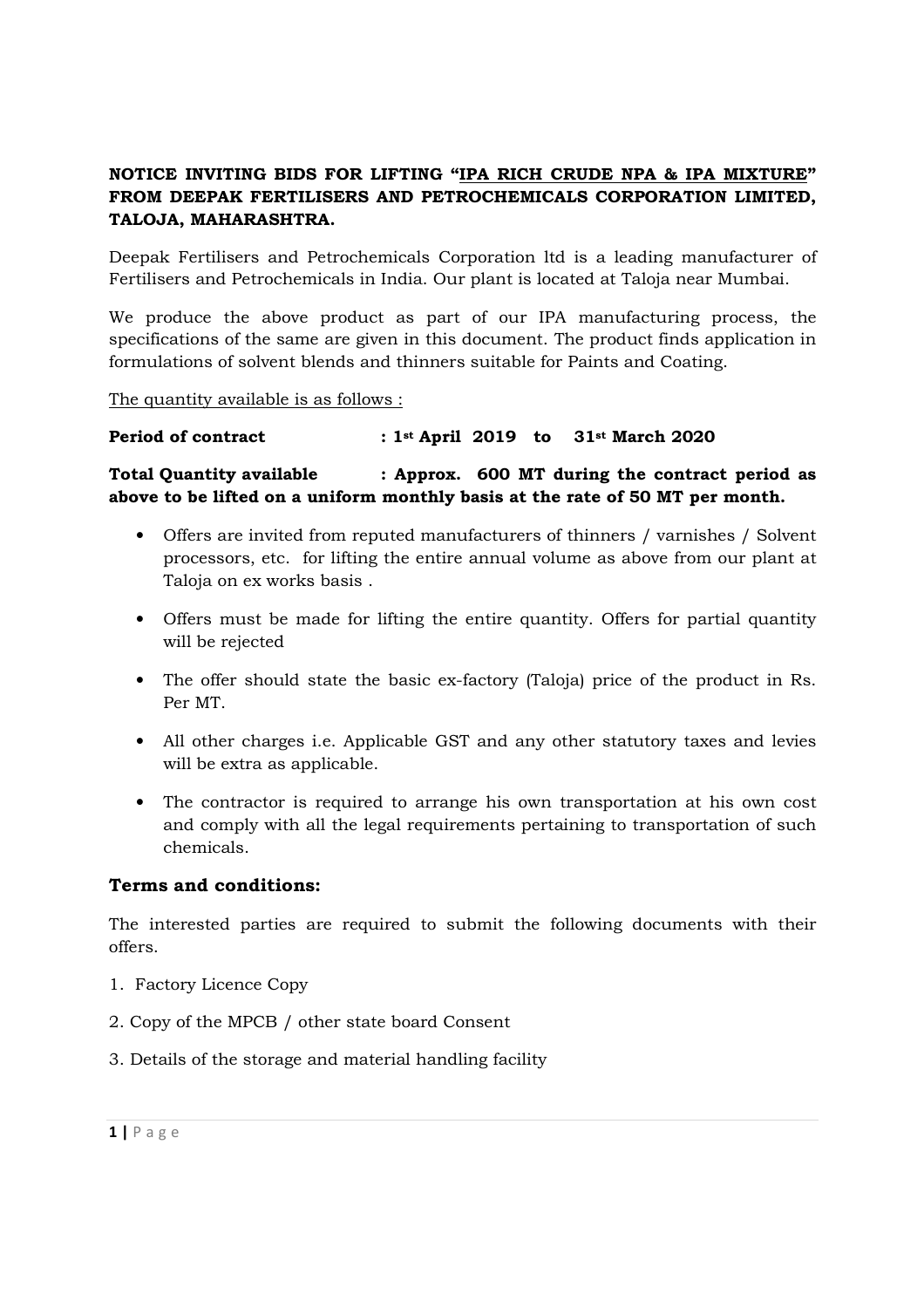**NOTICE INVITING BIDS FOR LIFTING "IPA RICH CRUDE NPA & IPA MIXTURE" FROM DEEPAK FERTILISERS AND PETROCHEMICALS CORPORATION LIMITED, TALOJA, MAHARASHTRA.**

Deepak Fertilisers and Petrochemicals Corporation ltd is a leading manufacturer of Fertilisers and Petrochemicals in India. Our plant is located at Taloja near Mumbai.

We produce the above product as part of our IPA manufacturing process, the specifications of the same are given in this document. The product finds application in formulations of solvent blends and thinners suitable for Paints and Coating.

The quantity available is as follows :

**Period of contract : 1st April 2019 to 31st March 2020**

**Total Quantity available : Approx. 600 MT during the contract period as above to be lifted on a uniform monthly basis at the rate of 50 MT per month.**

- Offers are invited from reputed manufacturers of thinners / varnishes / Solvent processors, etc. for lifting the entire annual volume as above from our plant at Taloja on ex works basis .
- Offers must be made for lifting the entire quantity. Offers for partial quantity will be rejected
- The offer should state the basic ex-factory (Taloja) price of the product in Rs. Per MT.
- All other charges i.e. Applicable GST and any other statutory taxes and levies will be extra as applicable.
- The contractor is required to arrange his own transportation at his own cost and comply with all the legal requirements pertaining to transportation of such chemicals.

## Terms and conditions:

The interested parties are required to submit the following documents with their offers.

1. Factory Licence Copy
2. Copy of the MPCB / other state board Consent
3. Details of the storage and material handling facility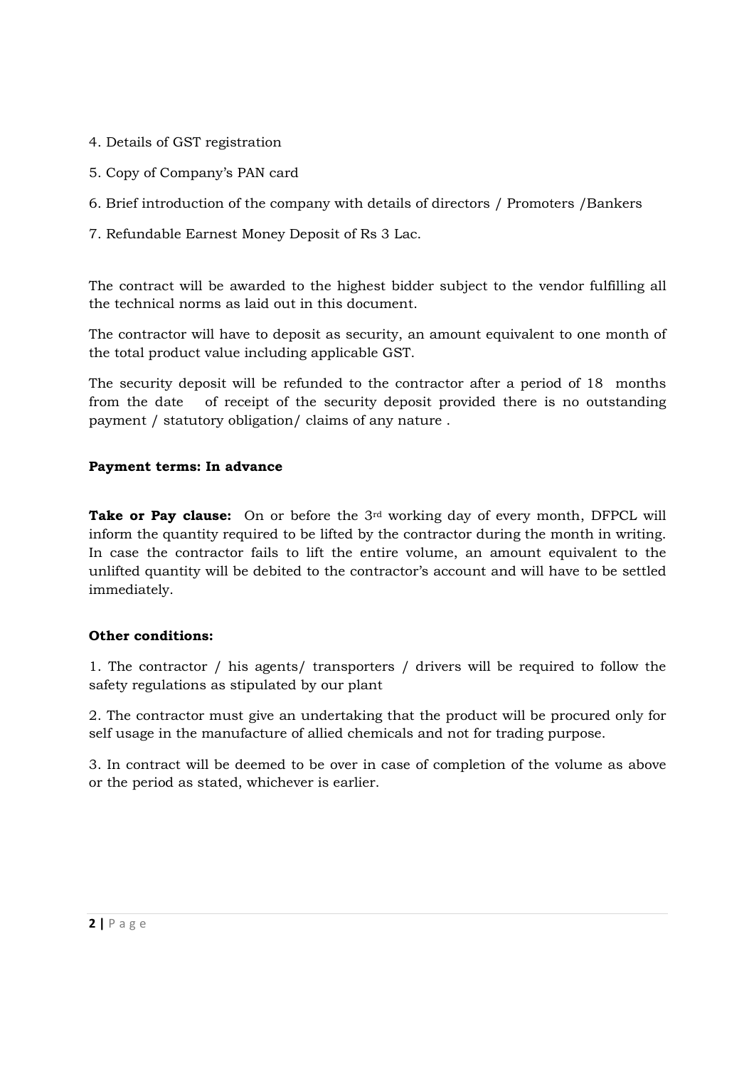4. Details of GST registration

5. Copy of Company's PAN card

6. Brief introduction of the company with details of directors / Promoters /Bankers

7. Refundable Earnest Money Deposit of Rs 3 Lac.

The contract will be awarded to the highest bidder subject to the vendor fulfilling all the technical norms as laid out in this document.

The contractor will have to deposit as security, an amount equivalent to one month of the total product value including applicable GST.

The security deposit will be refunded to the contractor after a period of 18 months from the date of receipt of the security deposit provided there is no outstanding payment / statutory obligation/ claims of any nature .

**Payment terms: In advance**

**Take or Pay clause:** On or before the 3rd working day of every month, DFPCL will inform the quantity required to be lifted by the contractor during the month in writing. In case the contractor fails to lift the entire volume, an amount equivalent to the unlifted quantity will be debited to the contractor's account and will have to be settled immediately.

**Other conditions:**

1. The contractor / his agents/ transporters / drivers will be required to follow the safety regulations as stipulated by our plant

2. The contractor must give an undertaking that the product will be procured only for self usage in the manufacture of allied chemicals and not for trading purpose.

3. In contract will be deemed to be over in case of completion of the volume as above or the period as stated, whichever is earlier.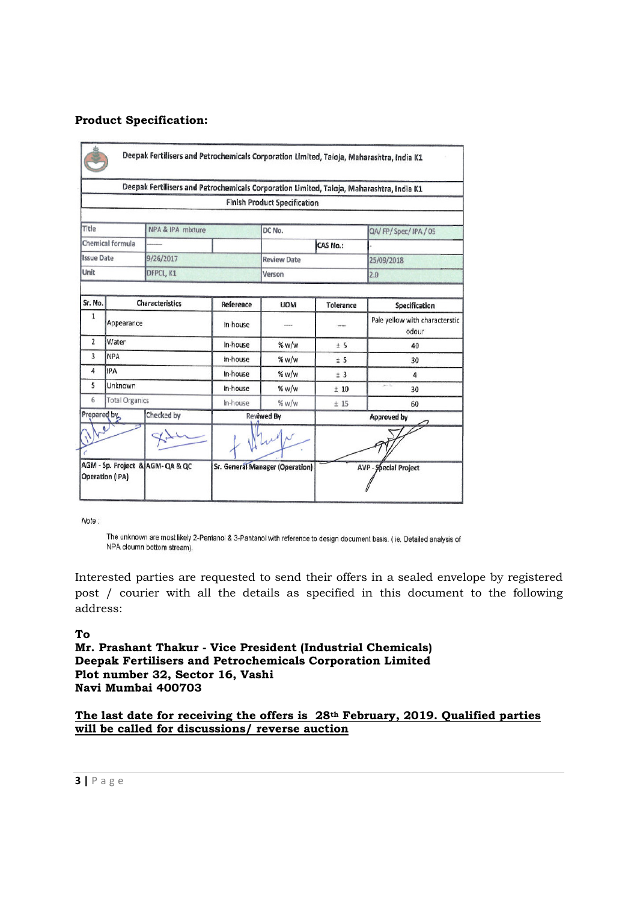**Product Specification:**

Deepak Fertilisers and Petrochemicals Corporation Limited, Taloja, Maharashtra, India K1

Deepak Fertilisers and Petrochemicals Corporation Limited, Taloja, Maharashtra, India K1

Finish Product Specification

| | | | | | |
|---|---|---|---|---|---|
| Title | NPA & IPA mixture | | DC No. | | QA/ FP/ Spec/ IPA / 05 |
| Chemical formula | ---- | | | CAS No.: | - |
| Issue Date | 9/26/2017 | | Review Date | | 25/09/2018 |
| Unit | DFPCL, K1 | | Verson | | 2.0 |

| Sr. No. | Characteristics | Reference | UOM | Tolerance | Specification |
|---|---|---|---|---|---|
| 1 | Appearance | In-house | ---- | ---- | Pale yellow with characterstic odour |
| 2 | Water | In-house | % w/w | ± 5 | 40 |
| 3 | NPA | In-house | % w/w | ± 5 | 30 |
| 4 | IPA | In-house | % w/w | ± 3 | 4 |
| 5 | Unknown | In-house | % w/w | ± 10 | 30 |
| 6 | Total Organics | In-house | % w/w | ± 15 | 60 |

| Prepared by | Checked by | Reviwed By | Approved by |
|---|---|---|---|
| AGM - Sp. Project & Operation (IPA) | AGM- QA & QC | Sr. General Manager (Operation) | AVP - Special Project |

*Note :*

The unknown are most likely 2-Pentanol & 3-Pantanol with reference to design document basis. ( ie. Detailed analysis of NPA cloumn bottom stream).

Interested parties are requested to send their offers in a sealed envelope by registered post / courier with all the details as specified in this document to the following address:

**To**
**Mr. Prashant Thakur - Vice President (Industrial Chemicals)**
**Deepak Fertilisers and Petrochemicals Corporation Limited**
**Plot number 32, Sector 16, Vashi**
**Navi Mumbai 400703**

**The last date for receiving the offers is 28th February, 2019. Qualified parties will be called for discussions/ reverse auction**